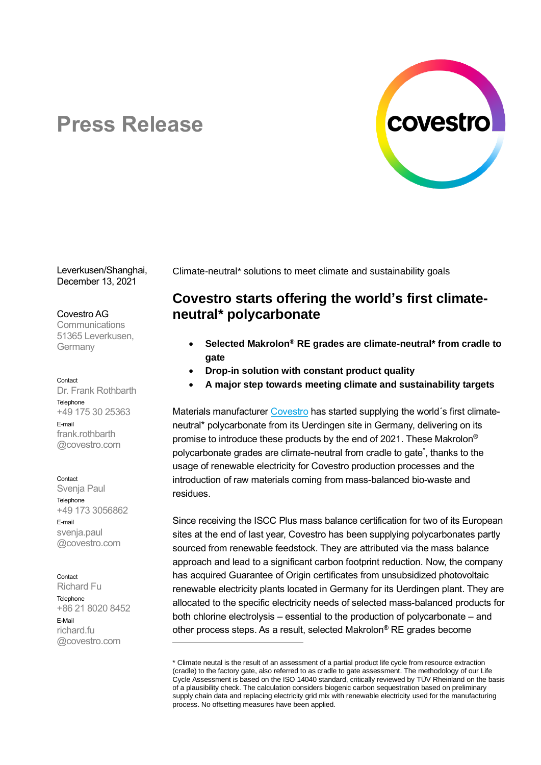# Press Release

Leverkusen/Shanghai,
December 13, 2021

Covestro AG
Communications
51365 Leverkusen,
Germany

Contact
Dr. Frank Rothbarth
Telephone
+49 175 30 25363
E-mail
frank.rothbarth
@covestro.com

Contact
Svenja Paul
Telephone
+49 173 3056862
E-mail
svenja.paul
@covestro.com

Contact
Richard Fu
Telephone
+86 21 8020 8452
E-Mail
richard.fu
@covestro.com

Climate-neutral* solutions to meet climate and sustainability goals

## Covestro starts offering the world's first climate-neutral* polycarbonate

- **Selected Makrolon® RE grades are climate-neutral* from cradle to gate**
- **Drop-in solution with constant product quality**
- **A major step towards meeting climate and sustainability targets**

Materials manufacturer Covestro has started supplying the world´s first climate-neutral* polycarbonate from its Uerdingen site in Germany, delivering on its promise to introduce these products by the end of 2021. These Makrolon® polycarbonate grades are climate-neutral from cradle to gate*, thanks to the usage of renewable electricity for Covestro production processes and the introduction of raw materials coming from mass-balanced bio-waste and residues.

Since receiving the ISCC Plus mass balance certification for two of its European sites at the end of last year, Covestro has been supplying polycarbonates partly sourced from renewable feedstock. They are attributed via the mass balance approach and lead to a significant carbon footprint reduction. Now, the company has acquired Guarantee of Origin certificates from unsubsidized photovoltaic renewable electricity plants located in Germany for its Uerdingen plant. They are allocated to the specific electricity needs of selected mass-balanced products for both chlorine electrolysis – essential to the production of polycarbonate – and other process steps. As a result, selected Makrolon® RE grades become

---

\* Climate neutal is the result of an assessment of a partial product life cycle from resource extraction (cradle) to the factory gate, also referred to as cradle to gate assessment. The methodology of our Life Cycle Assessment is based on the ISO 14040 standard, critically reviewed by TÜV Rheinland on the basis of a plausibility check. The calculation considers biogenic carbon sequestration based on preliminary supply chain data and replacing electricity grid mix with renewable electricity used for the manufacturing process. No offsetting measures have been applied.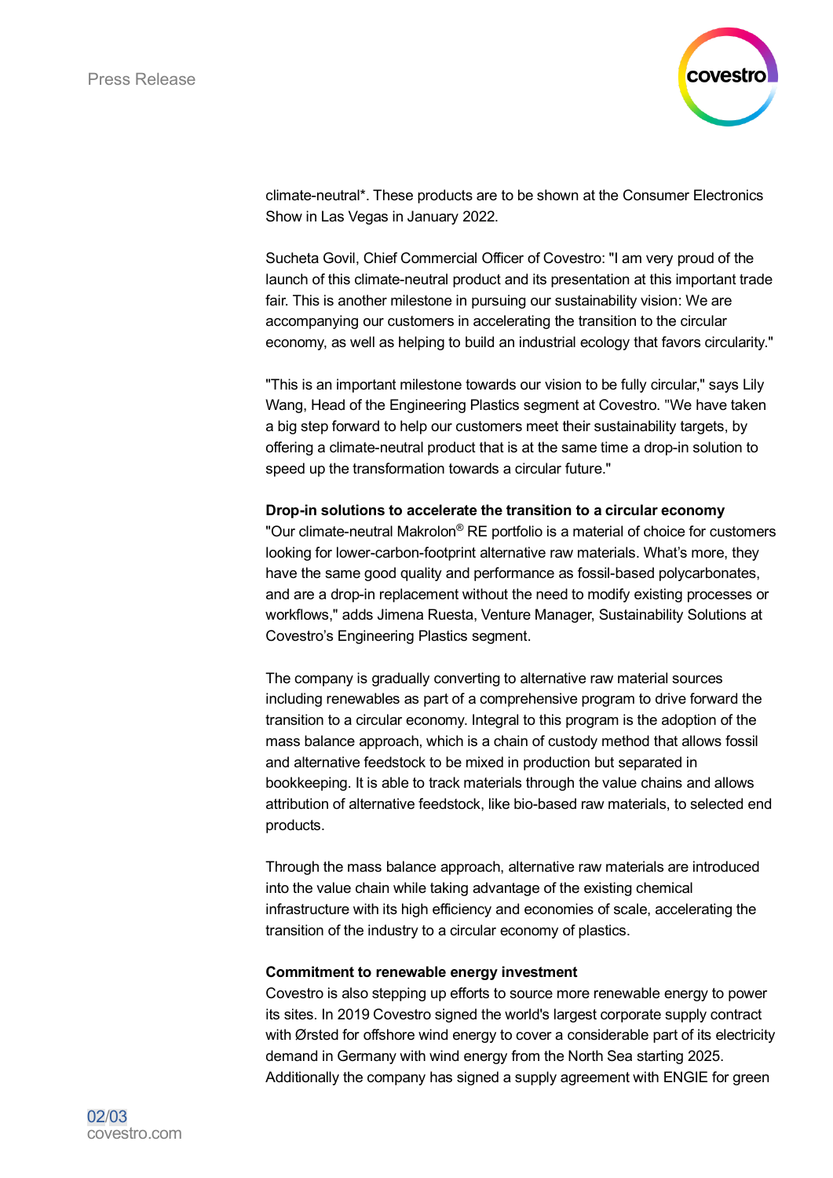climate-neutral*. These products are to be shown at the Consumer Electronics Show in Las Vegas in January 2022.

Sucheta Govil, Chief Commercial Officer of Covestro: "I am very proud of the launch of this climate-neutral product and its presentation at this important trade fair. This is another milestone in pursuing our sustainability vision: We are accompanying our customers in accelerating the transition to the circular economy, as well as helping to build an industrial ecology that favors circularity."

"This is an important milestone towards our vision to be fully circular," says Lily Wang, Head of the Engineering Plastics segment at Covestro. "We have taken a big step forward to help our customers meet their sustainability targets, by offering a climate-neutral product that is at the same time a drop-in solution to speed up the transformation towards a circular future."

**Drop-in solutions to accelerate the transition to a circular economy**

"Our climate-neutral Makrolon® RE portfolio is a material of choice for customers looking for lower-carbon-footprint alternative raw materials. What's more, they have the same good quality and performance as fossil-based polycarbonates, and are a drop-in replacement without the need to modify existing processes or workflows," adds Jimena Ruesta, Venture Manager, Sustainability Solutions at Covestro's Engineering Plastics segment.

The company is gradually converting to alternative raw material sources including renewables as part of a comprehensive program to drive forward the transition to a circular economy. Integral to this program is the adoption of the mass balance approach, which is a chain of custody method that allows fossil and alternative feedstock to be mixed in production but separated in bookkeeping. It is able to track materials through the value chains and allows attribution of alternative feedstock, like bio-based raw materials, to selected end products.

Through the mass balance approach, alternative raw materials are introduced into the value chain while taking advantage of the existing chemical infrastructure with its high efficiency and economies of scale, accelerating the transition of the industry to a circular economy of plastics.

**Commitment to renewable energy investment**

Covestro is also stepping up efforts to source more renewable energy to power its sites. In 2019 Covestro signed the world's largest corporate supply contract with Ørsted for offshore wind energy to cover a considerable part of its electricity demand in Germany with wind energy from the North Sea starting 2025. Additionally the company has signed a supply agreement with ENGIE for green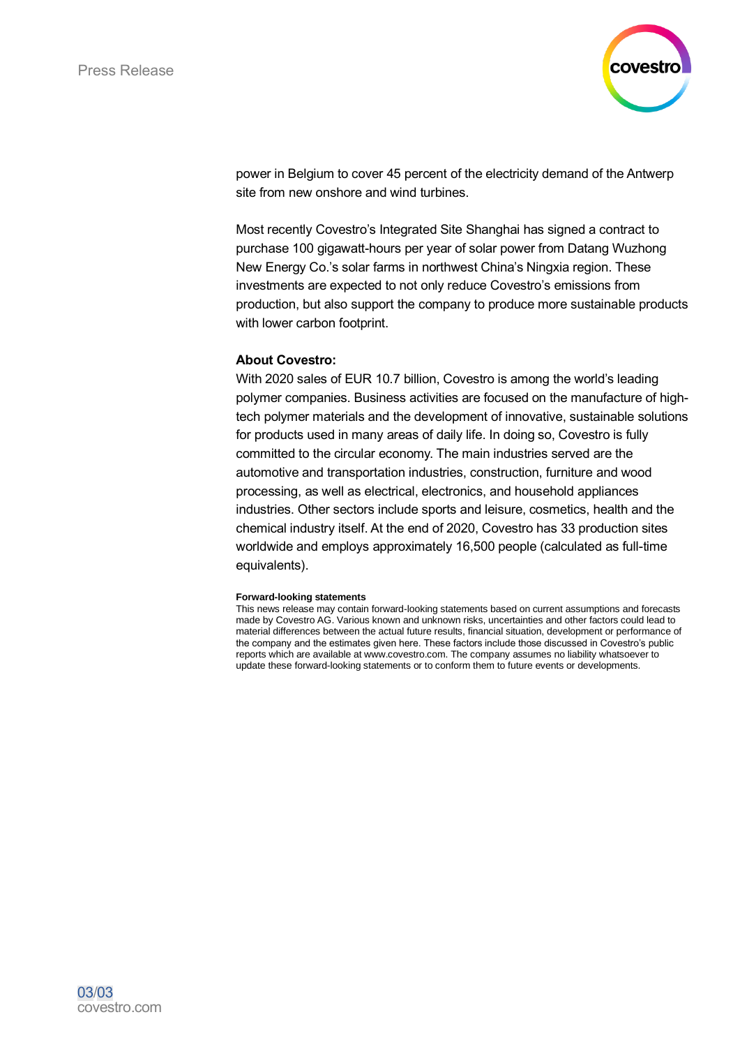power in Belgium to cover 45 percent of the electricity demand of the Antwerp site from new onshore and wind turbines.

Most recently Covestro's Integrated Site Shanghai has signed a contract to purchase 100 gigawatt-hours per year of solar power from Datang Wuzhong New Energy Co.'s solar farms in northwest China's Ningxia region. These investments are expected to not only reduce Covestro's emissions from production, but also support the company to produce more sustainable products with lower carbon footprint.

**About Covestro:**

With 2020 sales of EUR 10.7 billion, Covestro is among the world's leading polymer companies. Business activities are focused on the manufacture of high-tech polymer materials and the development of innovative, sustainable solutions for products used in many areas of daily life. In doing so, Covestro is fully committed to the circular economy. The main industries served are the automotive and transportation industries, construction, furniture and wood processing, as well as electrical, electronics, and household appliances industries. Other sectors include sports and leisure, cosmetics, health and the chemical industry itself. At the end of 2020, Covestro has 33 production sites worldwide and employs approximately 16,500 people (calculated as full-time equivalents).

**Forward-looking statements**

This news release may contain forward-looking statements based on current assumptions and forecasts made by Covestro AG. Various known and unknown risks, uncertainties and other factors could lead to material differences between the actual future results, financial situation, development or performance of the company and the estimates given here. These factors include those discussed in Covestro's public reports which are available at www.covestro.com. The company assumes no liability whatsoever to update these forward-looking statements or to conform them to future events or developments.